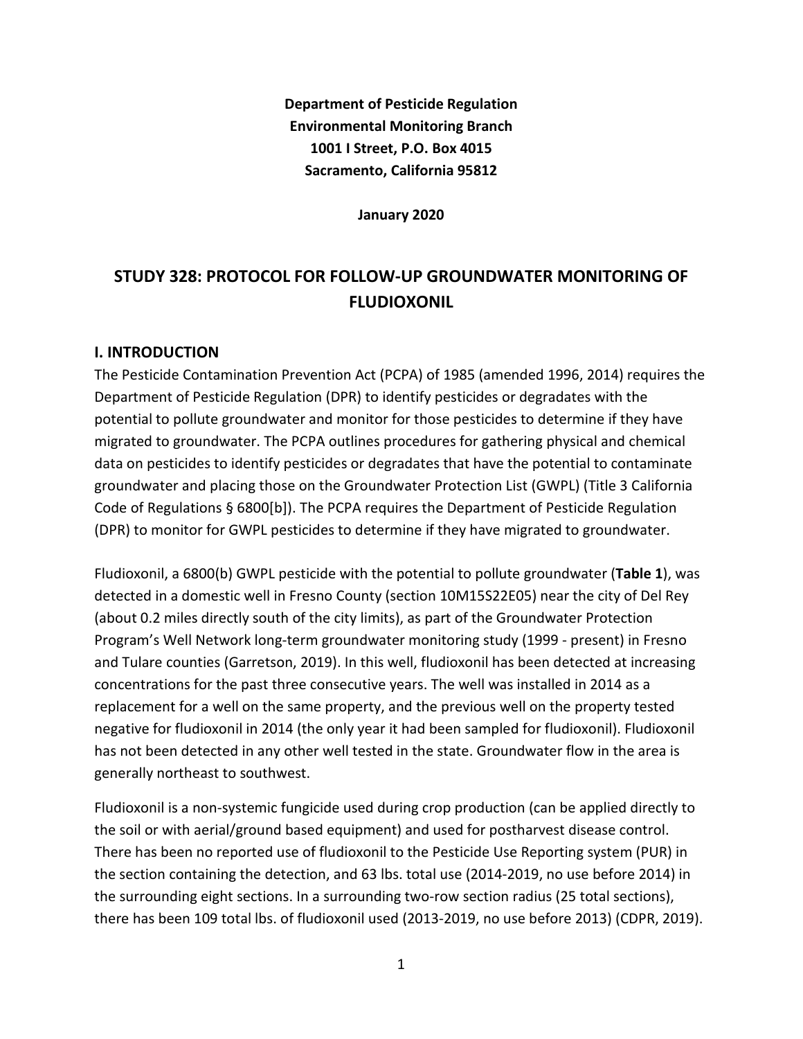**Department of Pesticide Regulation**
**Environmental Monitoring Branch**
**1001 I Street, P.O. Box 4015**
**Sacramento, California 95812**

**January 2020**

# STUDY 328: PROTOCOL FOR FOLLOW-UP GROUNDWATER MONITORING OF FLUDIOXONIL

## I. INTRODUCTION

The Pesticide Contamination Prevention Act (PCPA) of 1985 (amended 1996, 2014) requires the Department of Pesticide Regulation (DPR) to identify pesticides or degradates with the potential to pollute groundwater and monitor for those pesticides to determine if they have migrated to groundwater. The PCPA outlines procedures for gathering physical and chemical data on pesticides to identify pesticides or degradates that have the potential to contaminate groundwater and placing those on the Groundwater Protection List (GWPL) (Title 3 California Code of Regulations § 6800[b]). The PCPA requires the Department of Pesticide Regulation (DPR) to monitor for GWPL pesticides to determine if they have migrated to groundwater.

Fludioxonil, a 6800(b) GWPL pesticide with the potential to pollute groundwater (**Table 1**), was detected in a domestic well in Fresno County (section 10M15S22E05) near the city of Del Rey (about 0.2 miles directly south of the city limits), as part of the Groundwater Protection Program's Well Network long-term groundwater monitoring study (1999 - present) in Fresno and Tulare counties (Garretson, 2019). In this well, fludioxonil has been detected at increasing concentrations for the past three consecutive years. The well was installed in 2014 as a replacement for a well on the same property, and the previous well on the property tested negative for fludioxonil in 2014 (the only year it had been sampled for fludioxonil). Fludioxonil has not been detected in any other well tested in the state. Groundwater flow in the area is generally northeast to southwest.

Fludioxonil is a non-systemic fungicide used during crop production (can be applied directly to the soil or with aerial/ground based equipment) and used for postharvest disease control. There has been no reported use of fludioxonil to the Pesticide Use Reporting system (PUR) in the section containing the detection, and 63 lbs. total use (2014-2019, no use before 2014) in the surrounding eight sections. In a surrounding two-row section radius (25 total sections), there has been 109 total lbs. of fludioxonil used (2013-2019, no use before 2013) (CDPR, 2019).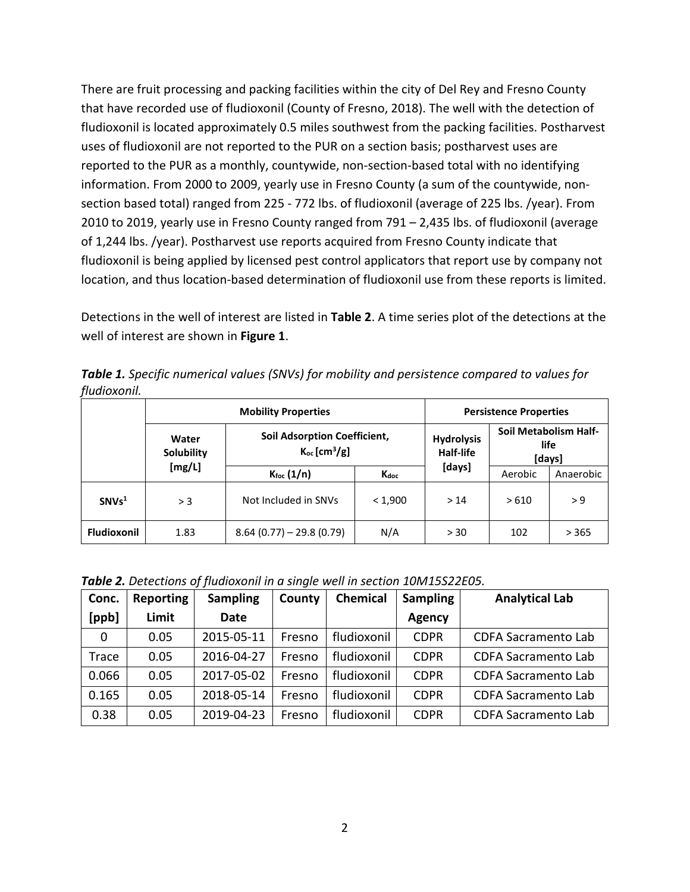There are fruit processing and packing facilities within the city of Del Rey and Fresno County that have recorded use of fludioxonil (County of Fresno, 2018). The well with the detection of fludioxonil is located approximately 0.5 miles southwest from the packing facilities. Postharvest uses of fludioxonil are not reported to the PUR on a section basis; postharvest uses are reported to the PUR as a monthly, countywide, non-section-based total with no identifying information. From 2000 to 2009, yearly use in Fresno County (a sum of the countywide, non-section based total) ranged from 225 - 772 lbs. of fludioxonil (average of 225 lbs. /year). From 2010 to 2019, yearly use in Fresno County ranged from 791 – 2,435 lbs. of fludioxonil (average of 1,244 lbs. /year). Postharvest use reports acquired from Fresno County indicate that fludioxonil is being applied by licensed pest control applicators that report use by company not location, and thus location-based determination of fludioxonil use from these reports is limited.

Detections in the well of interest are listed in **Table 2**. A time series plot of the detections at the well of interest are shown in **Figure 1**.

***Table 1.*** *Specific numerical values (SNVs) for mobility and persistence compared to values for fludioxonil.*

| | **Mobility Properties** | | | **Persistence Properties** | | |
|---|---|---|---|---|---|---|
| | **Water Solubility [mg/L]** | **Soil Adsorption Coefficient, $K_{oc}$ [cm$^3$/g]** | | **Hydrolysis Half-life [days]** | **Soil Metabolism Half-life [days]** | |
| | | **$K_{foc}$ (1/n)** | **$K_{doc}$** | | Aerobic | Anaerobic |
| **SNVs[1]** | > 3 | Not Included in SNVs | < 1,900 | > 14 | > 610 | > 9 |
| **Fludioxonil** | 1.83 | 8.64 (0.77) – 29.8 (0.79) | N/A | > 30 | 102 | > 365 |

***Table 2.*** *Detections of fludioxonil in a single well in section 10M15S22E05.*

| Conc. [ppb] | Reporting Limit | Sampling Date | County | Chemical | Sampling Agency | Analytical Lab |
|---|---|---|---|---|---|---|
| 0 | 0.05 | 2015-05-11 | Fresno | fludioxonil | CDPR | CDFA Sacramento Lab |
| Trace | 0.05 | 2016-04-27 | Fresno | fludioxonil | CDPR | CDFA Sacramento Lab |
| 0.066 | 0.05 | 2017-05-02 | Fresno | fludioxonil | CDPR | CDFA Sacramento Lab |
| 0.165 | 0.05 | 2018-05-14 | Fresno | fludioxonil | CDPR | CDFA Sacramento Lab |
| 0.38 | 0.05 | 2019-04-23 | Fresno | fludioxonil | CDPR | CDFA Sacramento Lab |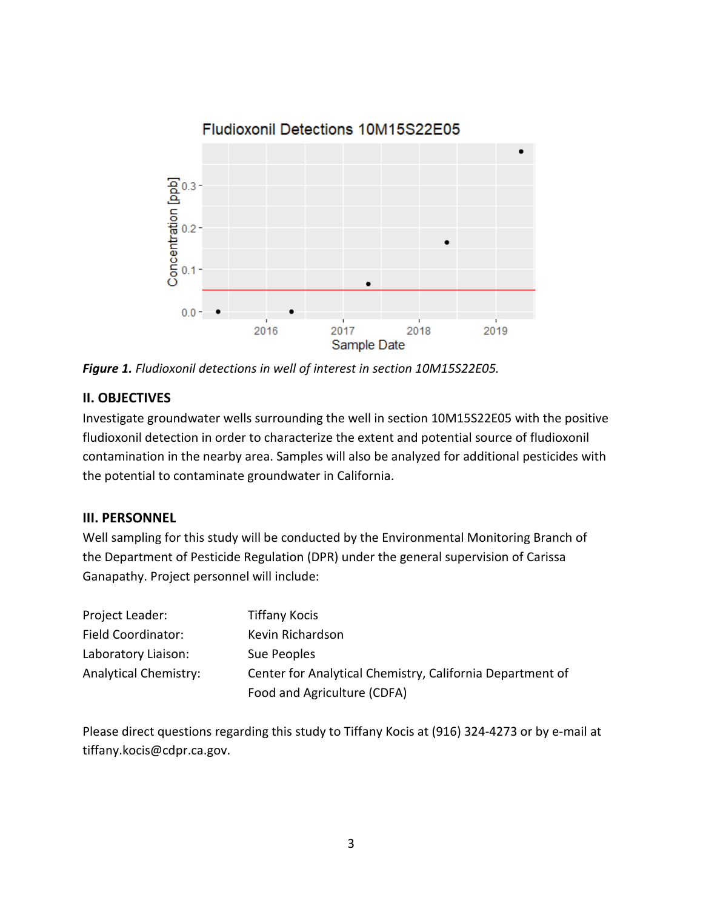*Figure 1. Fludioxonil detections in well of interest in section 10M15S22E05.*

## II. OBJECTIVES

Investigate groundwater wells surrounding the well in section 10M15S22E05 with the positive fludioxonil detection in order to characterize the extent and potential source of fludioxonil contamination in the nearby area. Samples will also be analyzed for additional pesticides with the potential to contaminate groundwater in California.

## III. PERSONNEL

Well sampling for this study will be conducted by the Environmental Monitoring Branch of the Department of Pesticide Regulation (DPR) under the general supervision of Carissa Ganapathy. Project personnel will include:

| | |
|---|---|
| Project Leader: | Tiffany Kocis |
| Field Coordinator: | Kevin Richardson |
| Laboratory Liaison: | Sue Peoples |
| Analytical Chemistry: | Center for Analytical Chemistry, California Department of Food and Agriculture (CDFA) |

Please direct questions regarding this study to Tiffany Kocis at (916) 324-4273 or by e-mail at tiffany.kocis@cdpr.ca.gov.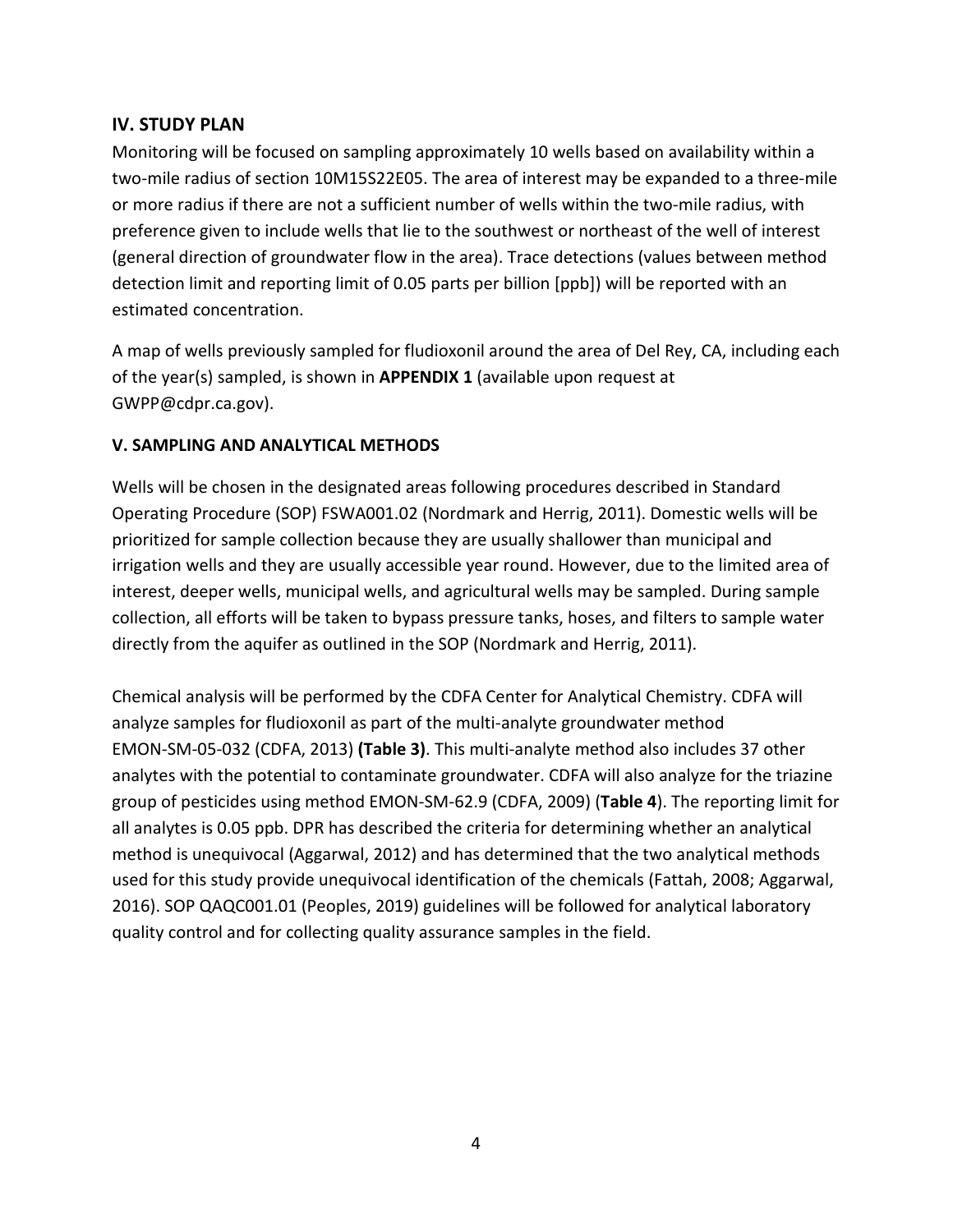## IV. STUDY PLAN

Monitoring will be focused on sampling approximately 10 wells based on availability within a two-mile radius of section 10M15S22E05. The area of interest may be expanded to a three-mile or more radius if there are not a sufficient number of wells within the two-mile radius, with preference given to include wells that lie to the southwest or northeast of the well of interest (general direction of groundwater flow in the area). Trace detections (values between method detection limit and reporting limit of 0.05 parts per billion [ppb]) will be reported with an estimated concentration.

A map of wells previously sampled for fludioxonil around the area of Del Rey, CA, including each of the year(s) sampled, is shown in **APPENDIX 1** (available upon request at GWPP@cdpr.ca.gov).

## V. SAMPLING AND ANALYTICAL METHODS

Wells will be chosen in the designated areas following procedures described in Standard Operating Procedure (SOP) FSWA001.02 (Nordmark and Herrig, 2011). Domestic wells will be prioritized for sample collection because they are usually shallower than municipal and irrigation wells and they are usually accessible year round. However, due to the limited area of interest, deeper wells, municipal wells, and agricultural wells may be sampled. During sample collection, all efforts will be taken to bypass pressure tanks, hoses, and filters to sample water directly from the aquifer as outlined in the SOP (Nordmark and Herrig, 2011).

Chemical analysis will be performed by the CDFA Center for Analytical Chemistry. CDFA will analyze samples for fludioxonil as part of the multi-analyte groundwater method EMON-SM-05-032 (CDFA, 2013) **(Table 3)**. This multi-analyte method also includes 37 other analytes with the potential to contaminate groundwater. CDFA will also analyze for the triazine group of pesticides using method EMON-SM-62.9 (CDFA, 2009) (**Table 4**). The reporting limit for all analytes is 0.05 ppb. DPR has described the criteria for determining whether an analytical method is unequivocal (Aggarwal, 2012) and has determined that the two analytical methods used for this study provide unequivocal identification of the chemicals (Fattah, 2008; Aggarwal, 2016). SOP QAQC001.01 (Peoples, 2019) guidelines will be followed for analytical laboratory quality control and for collecting quality assurance samples in the field.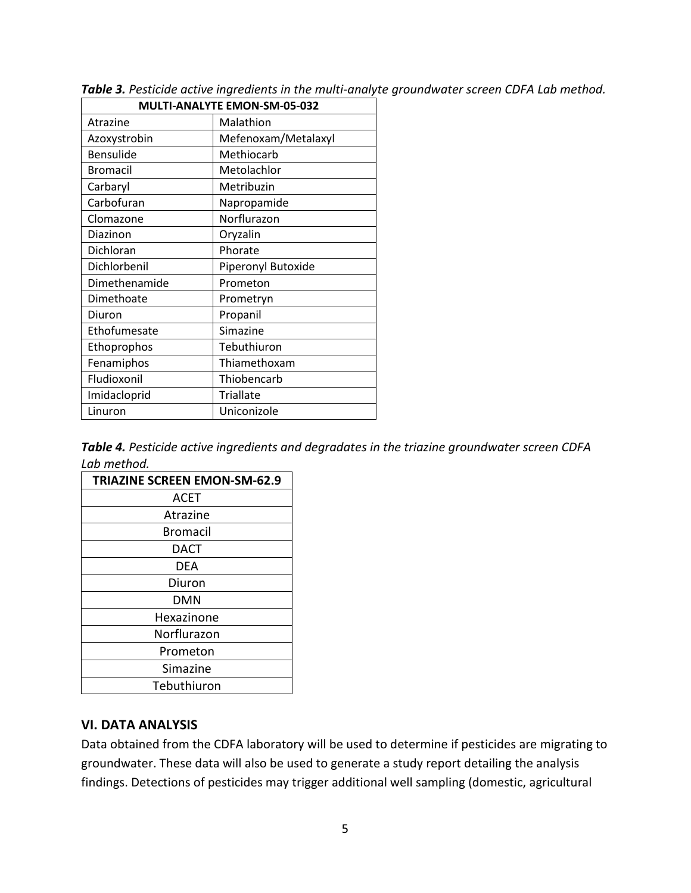***Table 3.*** *Pesticide active ingredients in the multi-analyte groundwater screen CDFA Lab method.*

| MULTI-ANALYTE EMON-SM-05-032 | |
|---|---|
| Atrazine | Malathion |
| Azoxystrobin | Mefenoxam/Metalaxyl |
| Bensulide | Methiocarb |
| Bromacil | Metolachlor |
| Carbaryl | Metribuzin |
| Carbofuran | Napropamide |
| Clomazone | Norflurazon |
| Diazinon | Oryzalin |
| Dichloran | Phorate |
| Dichlorbenil | Piperonyl Butoxide |
| Dimethenamide | Prometon |
| Dimethoate | Prometryn |
| Diuron | Propanil |
| Ethofumesate | Simazine |
| Ethoprophos | Tebuthiuron |
| Fenamiphos | Thiamethoxam |
| Fludioxonil | Thiobencarb |
| Imidacloprid | Triallate |
| Linuron | Uniconizole |

***Table 4.*** *Pesticide active ingredients and degradates in the triazine groundwater screen CDFA Lab method.*

| TRIAZINE SCREEN EMON-SM-62.9 |
|---|
| ACET |
| Atrazine |
| Bromacil |
| DACT |
| DEA |
| Diuron |
| DMN |
| Hexazinone |
| Norflurazon |
| Prometon |
| Simazine |
| Tebuthiuron |

## VI. DATA ANALYSIS

Data obtained from the CDFA laboratory will be used to determine if pesticides are migrating to groundwater. These data will also be used to generate a study report detailing the analysis findings. Detections of pesticides may trigger additional well sampling (domestic, agricultural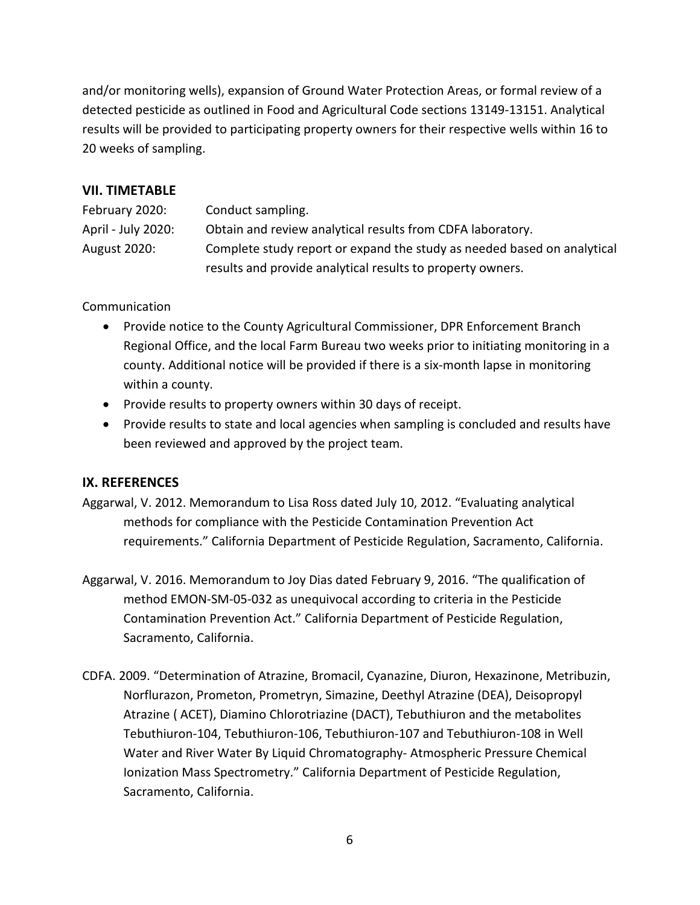and/or monitoring wells), expansion of Ground Water Protection Areas, or formal review of a detected pesticide as outlined in Food and Agricultural Code sections 13149-13151. Analytical results will be provided to participating property owners for their respective wells within 16 to 20 weeks of sampling.

## VII. TIMETABLE

| | |
|---|---|
| February 2020: | Conduct sampling. |
| April - July 2020: | Obtain and review analytical results from CDFA laboratory. |
| August 2020: | Complete study report or expand the study as needed based on analytical results and provide analytical results to property owners. |

Communication

- Provide notice to the County Agricultural Commissioner, DPR Enforcement Branch Regional Office, and the local Farm Bureau two weeks prior to initiating monitoring in a county. Additional notice will be provided if there is a six-month lapse in monitoring within a county.
- Provide results to property owners within 30 days of receipt.
- Provide results to state and local agencies when sampling is concluded and results have been reviewed and approved by the project team.

## IX. REFERENCES

Aggarwal, V. 2012. Memorandum to Lisa Ross dated July 10, 2012. "Evaluating analytical methods for compliance with the Pesticide Contamination Prevention Act requirements." California Department of Pesticide Regulation, Sacramento, California.

Aggarwal, V. 2016. Memorandum to Joy Dias dated February 9, 2016. "The qualification of method EMON-SM-05-032 as unequivocal according to criteria in the Pesticide Contamination Prevention Act." California Department of Pesticide Regulation, Sacramento, California.

CDFA. 2009. "Determination of Atrazine, Bromacil, Cyanazine, Diuron, Hexazinone, Metribuzin, Norflurazon, Prometon, Prometryn, Simazine, Deethyl Atrazine (DEA), Deisopropyl Atrazine ( ACET), Diamino Chlorotriazine (DACT), Tebuthiuron and the metabolites Tebuthiuron-104, Tebuthiuron-106, Tebuthiuron-107 and Tebuthiuron-108 in Well Water and River Water By Liquid Chromatography- Atmospheric Pressure Chemical Ionization Mass Spectrometry." California Department of Pesticide Regulation, Sacramento, California.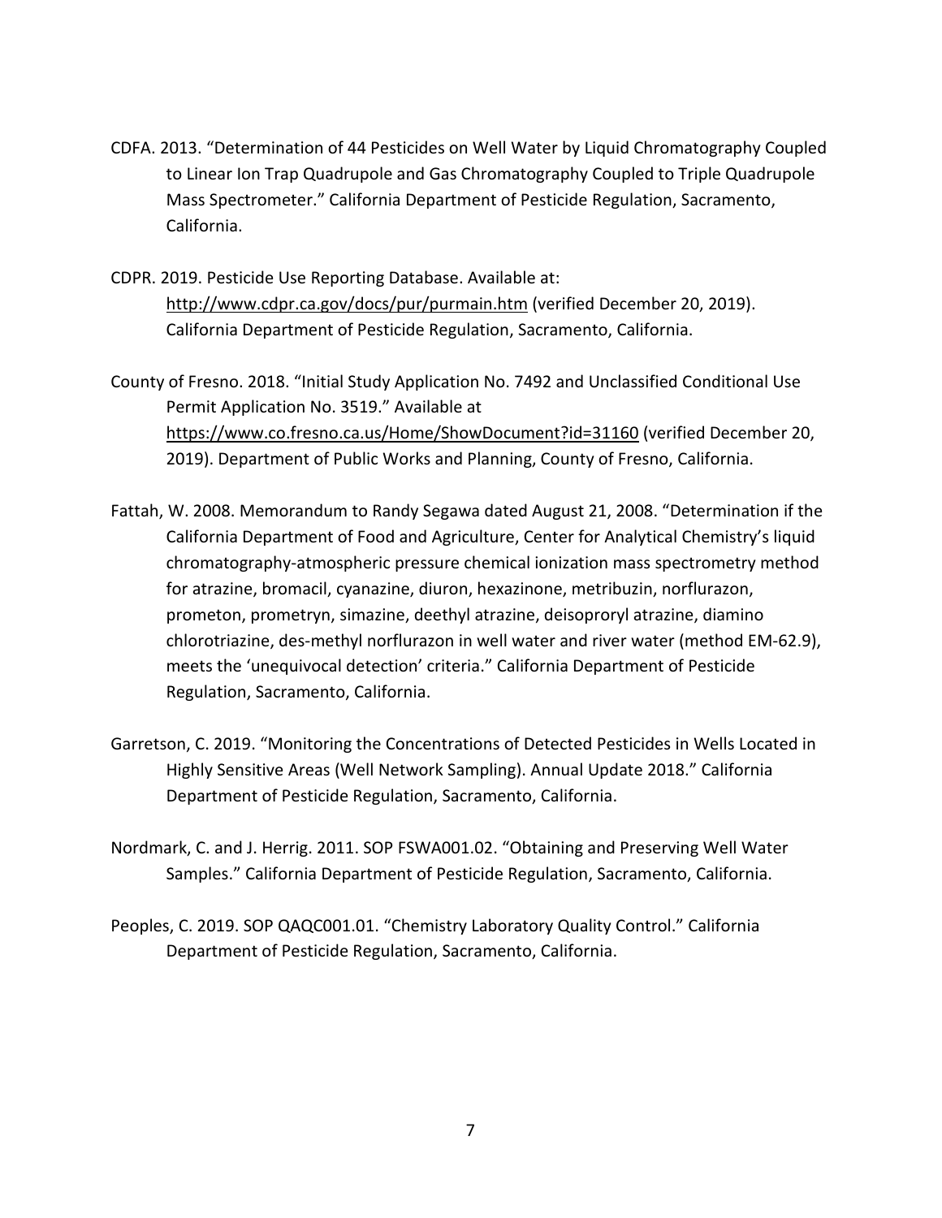CDFA. 2013. "Determination of 44 Pesticides on Well Water by Liquid Chromatography Coupled to Linear Ion Trap Quadrupole and Gas Chromatography Coupled to Triple Quadrupole Mass Spectrometer." California Department of Pesticide Regulation, Sacramento, California.

CDPR. 2019. Pesticide Use Reporting Database. Available at: http://www.cdpr.ca.gov/docs/pur/purmain.htm (verified December 20, 2019). California Department of Pesticide Regulation, Sacramento, California.

County of Fresno. 2018. "Initial Study Application No. 7492 and Unclassified Conditional Use Permit Application No. 3519." Available at https://www.co.fresno.ca.us/Home/ShowDocument?id=31160 (verified December 20, 2019). Department of Public Works and Planning, County of Fresno, California.

Fattah, W. 2008. Memorandum to Randy Segawa dated August 21, 2008. "Determination if the California Department of Food and Agriculture, Center for Analytical Chemistry's liquid chromatography-atmospheric pressure chemical ionization mass spectrometry method for atrazine, bromacil, cyanazine, diuron, hexazinone, metribuzin, norflurazon, prometon, prometryn, simazine, deethyl atrazine, deisoproryl atrazine, diamino chlorotriazine, des-methyl norflurazon in well water and river water (method EM-62.9), meets the 'unequivocal detection' criteria." California Department of Pesticide Regulation, Sacramento, California.

Garretson, C. 2019. "Monitoring the Concentrations of Detected Pesticides in Wells Located in Highly Sensitive Areas (Well Network Sampling). Annual Update 2018." California Department of Pesticide Regulation, Sacramento, California.

Nordmark, C. and J. Herrig. 2011. SOP FSWA001.02. "Obtaining and Preserving Well Water Samples." California Department of Pesticide Regulation, Sacramento, California.

Peoples, C. 2019. SOP QAQC001.01. "Chemistry Laboratory Quality Control." California Department of Pesticide Regulation, Sacramento, California.